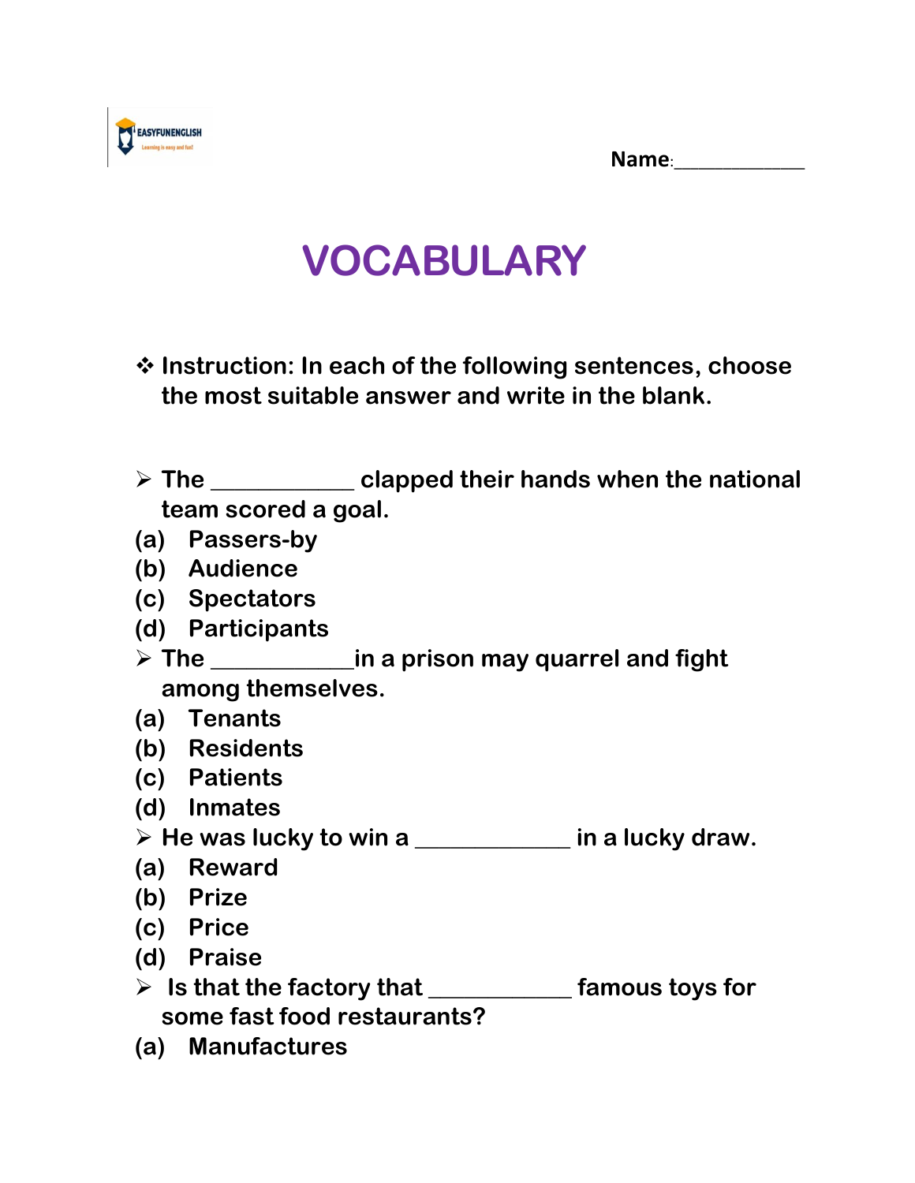EASYFUNENGLISH
Learning is easy and fun!

Name:____________

# VOCABULARY

❖ **Instruction: In each of the following sentences, choose the most suitable answer and write in the blank.**

➢ The ___________ clapped their hands when the national team scored a goal.

(a) Passers-by
(b) Audience
(c) Spectators
(d) Participants

➢ The ___________in a prison may quarrel and fight among themselves.

(a) Tenants
(b) Residents
(c) Patients
(d) Inmates

➢ He was lucky to win a ____________ in a lucky draw.

(a) Reward
(b) Prize
(c) Price
(d) Praise

➢ Is that the factory that ___________ famous toys for some fast food restaurants?

(a) Manufactures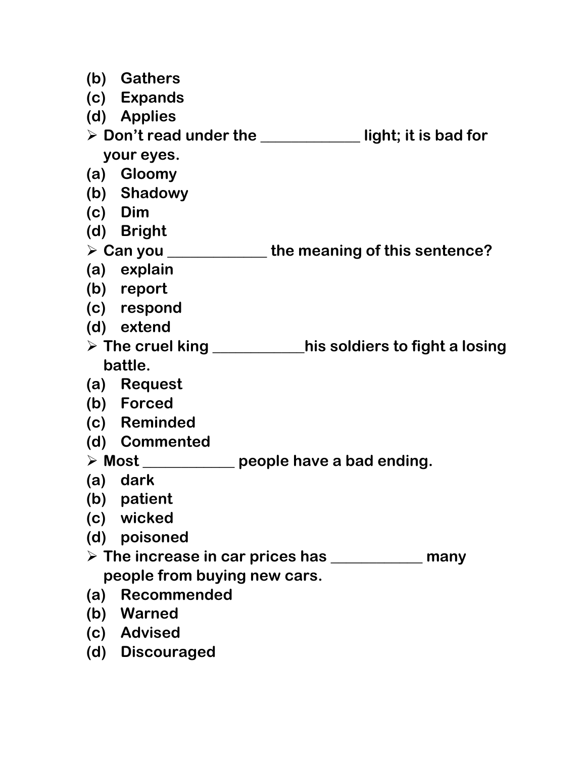(b) Gathers
(c) Expands
(d) Applies

- Don't read under the ____________ light; it is bad for your eyes.

(a) Gloomy
(b) Shadowy
(c) Dim
(d) Bright

- Can you ____________ the meaning of this sentence?

(a) explain
(b) report
(c) respond
(d) extend

- The cruel king ___________his soldiers to fight a losing battle.

(a) Request
(b) Forced
(c) Reminded
(d) Commented

- Most ___________ people have a bad ending.

(a) dark
(b) patient
(c) wicked
(d) poisoned

- The increase in car prices has ___________ many people from buying new cars.

(a) Recommended
(b) Warned
(c) Advised
(d) Discouraged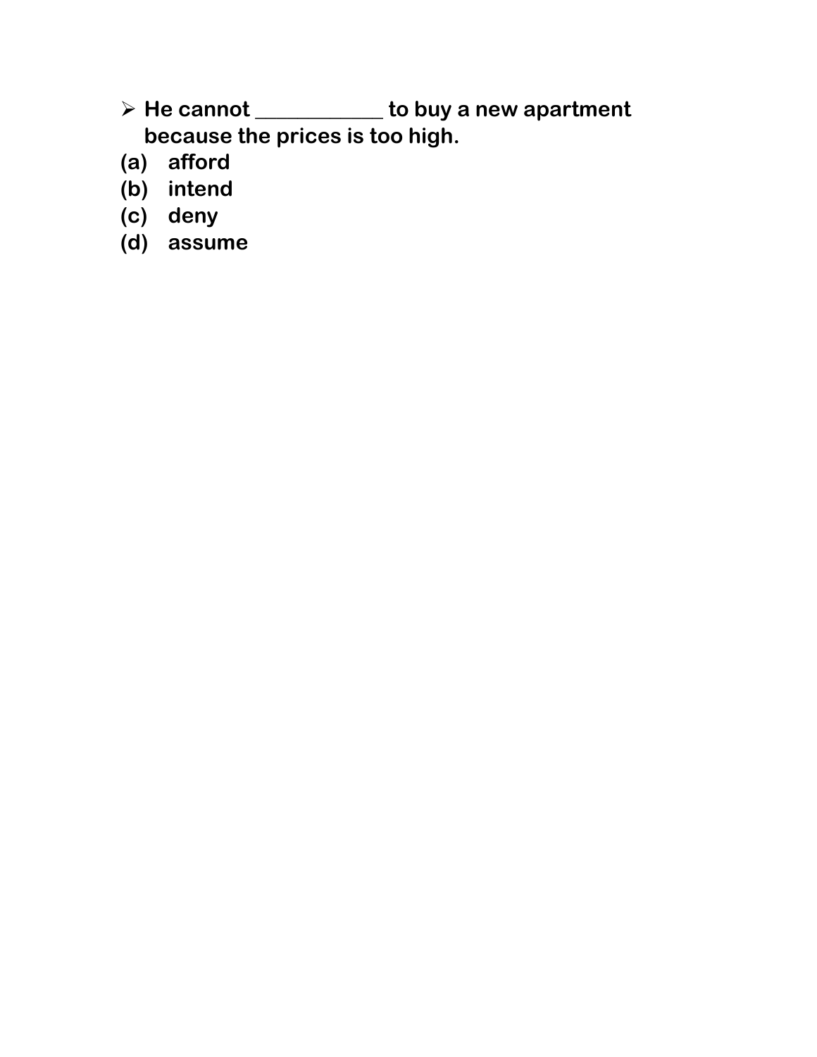- **He cannot ____________ to buy a new apartment because the prices is too high.**

**(a) afford**
**(b) intend**
**(c) deny**
**(d) assume**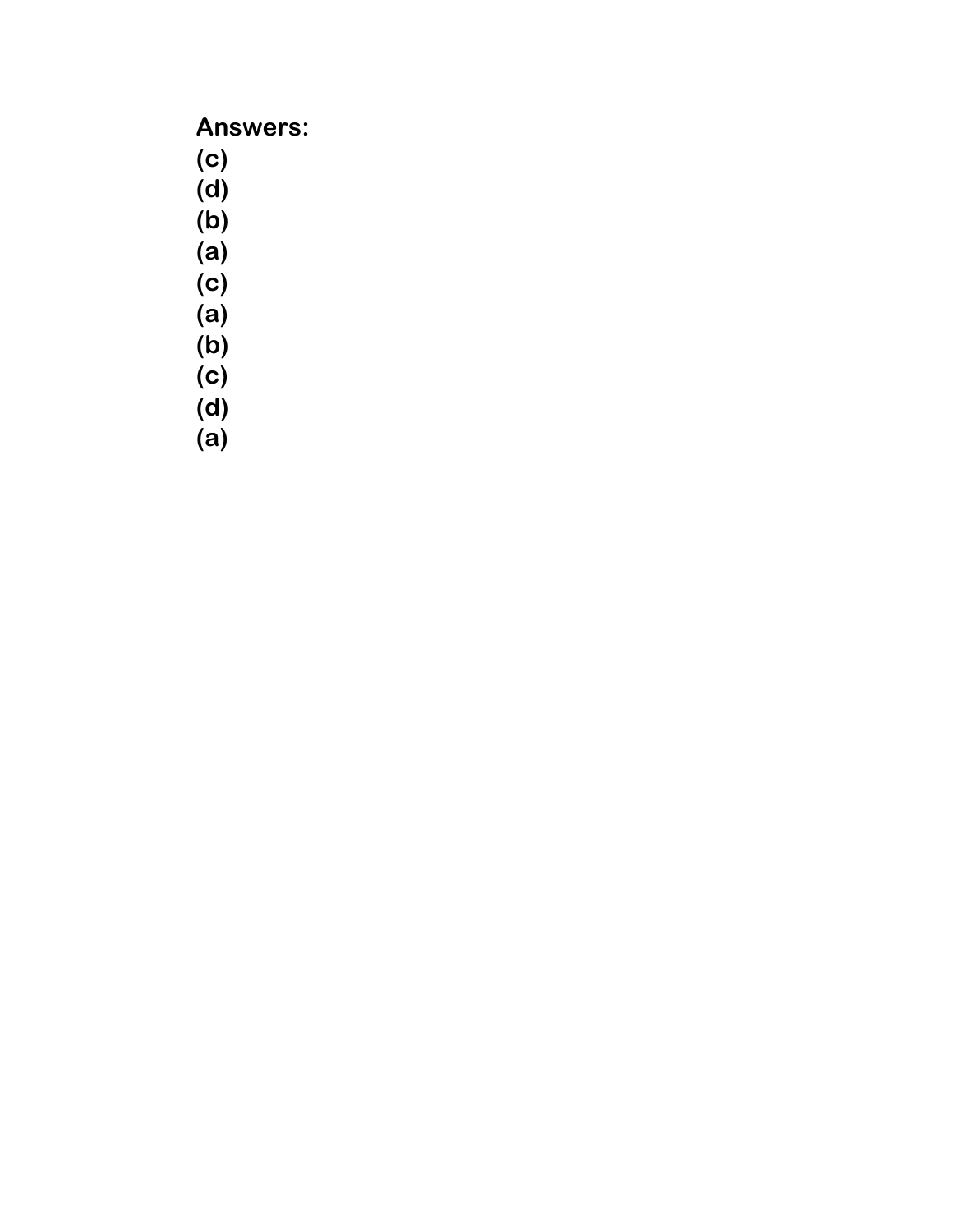**Answers:**

**(c)**

**(d)**

**(b)**

**(a)**

**(c)**

**(a)**

**(b)**

**(c)**

**(d)**

**(a)**